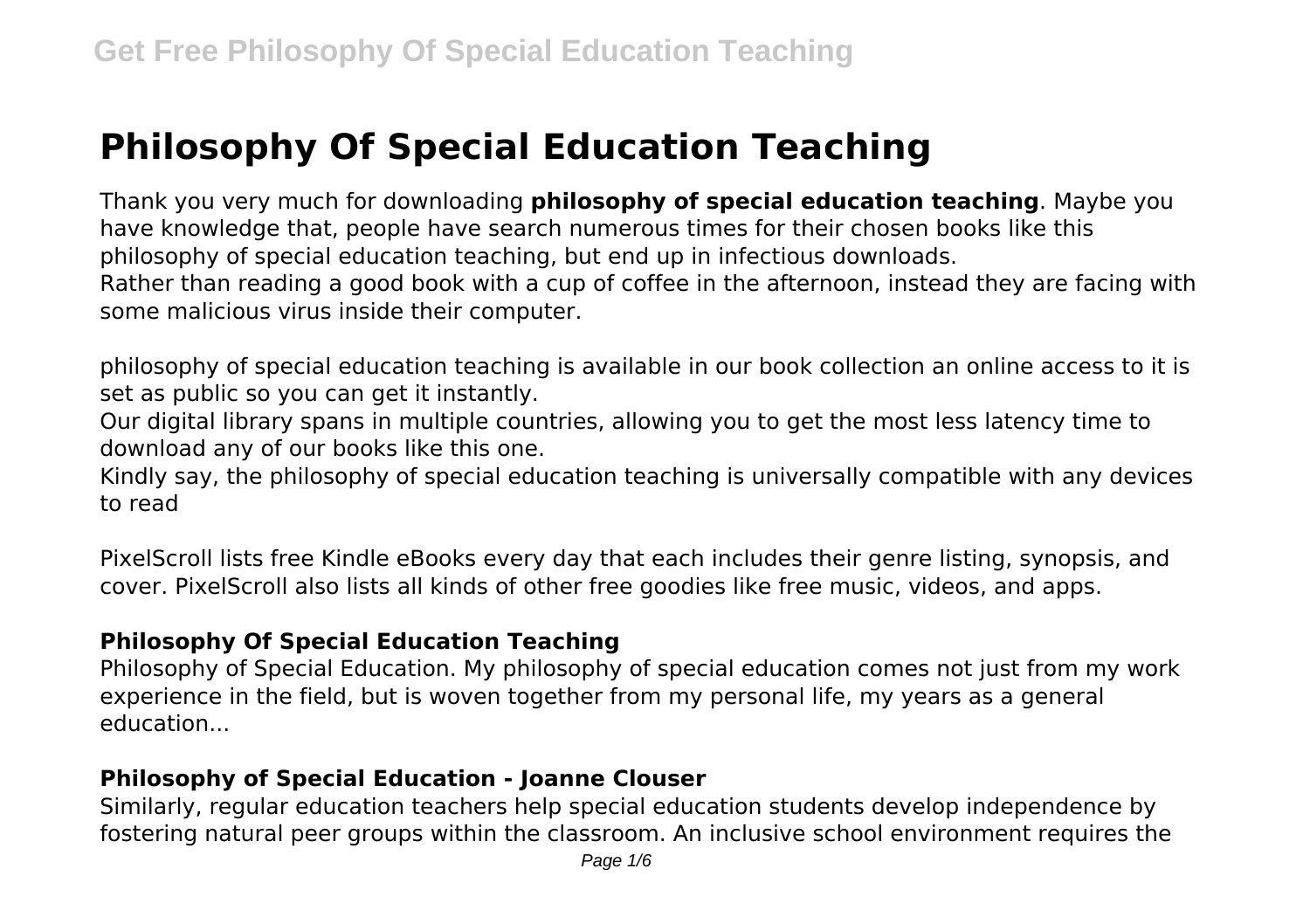# Philosophy Of Special Education Teaching

Thank you very much for downloading **philosophy of special education teaching**. Maybe you have knowledge that, people have search numerous times for their chosen books like this philosophy of special education teaching, but end up in infectious downloads.
Rather than reading a good book with a cup of coffee in the afternoon, instead they are facing with some malicious virus inside their computer.

philosophy of special education teaching is available in our book collection an online access to it is set as public so you can get it instantly.
Our digital library spans in multiple countries, allowing you to get the most less latency time to download any of our books like this one.
Kindly say, the philosophy of special education teaching is universally compatible with any devices to read

PixelScroll lists free Kindle eBooks every day that each includes their genre listing, synopsis, and cover. PixelScroll also lists all kinds of other free goodies like free music, videos, and apps.

### Philosophy Of Special Education Teaching

Philosophy of Special Education. My philosophy of special education comes not just from my work experience in the field, but is woven together from my personal life, my years as a general education...

### Philosophy of Special Education - Joanne Clouser

Similarly, regular education teachers help special education students develop independence by fostering natural peer groups within the classroom. An inclusive school environment requires the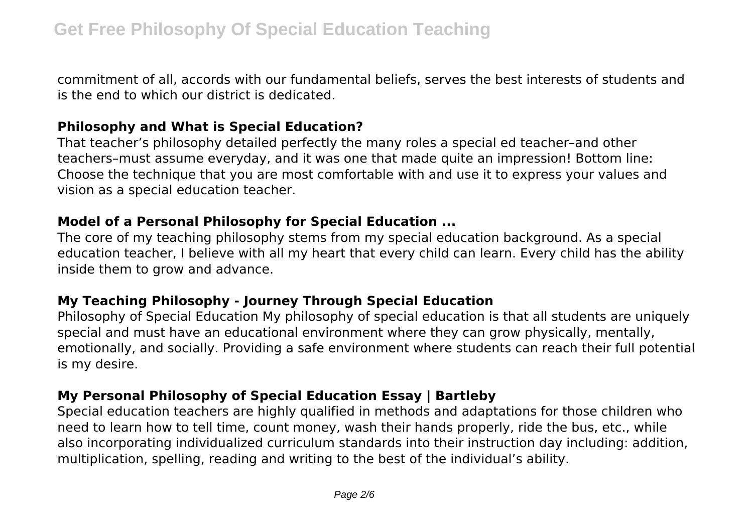commitment of all, accords with our fundamental beliefs, serves the best interests of students and is the end to which our district is dedicated.

### Philosophy and What is Special Education?

That teacher's philosophy detailed perfectly the many roles a special ed teacher–and other teachers–must assume everyday, and it was one that made quite an impression! Bottom line: Choose the technique that you are most comfortable with and use it to express your values and vision as a special education teacher.

### Model of a Personal Philosophy for Special Education ...

The core of my teaching philosophy stems from my special education background. As a special education teacher, I believe with all my heart that every child can learn. Every child has the ability inside them to grow and advance.

### My Teaching Philosophy - Journey Through Special Education

Philosophy of Special Education My philosophy of special education is that all students are uniquely special and must have an educational environment where they can grow physically, mentally, emotionally, and socially. Providing a safe environment where students can reach their full potential is my desire.

### My Personal Philosophy of Special Education Essay | Bartleby

Special education teachers are highly qualified in methods and adaptations for those children who need to learn how to tell time, count money, wash their hands properly, ride the bus, etc., while also incorporating individualized curriculum standards into their instruction day including: addition, multiplication, spelling, reading and writing to the best of the individual's ability.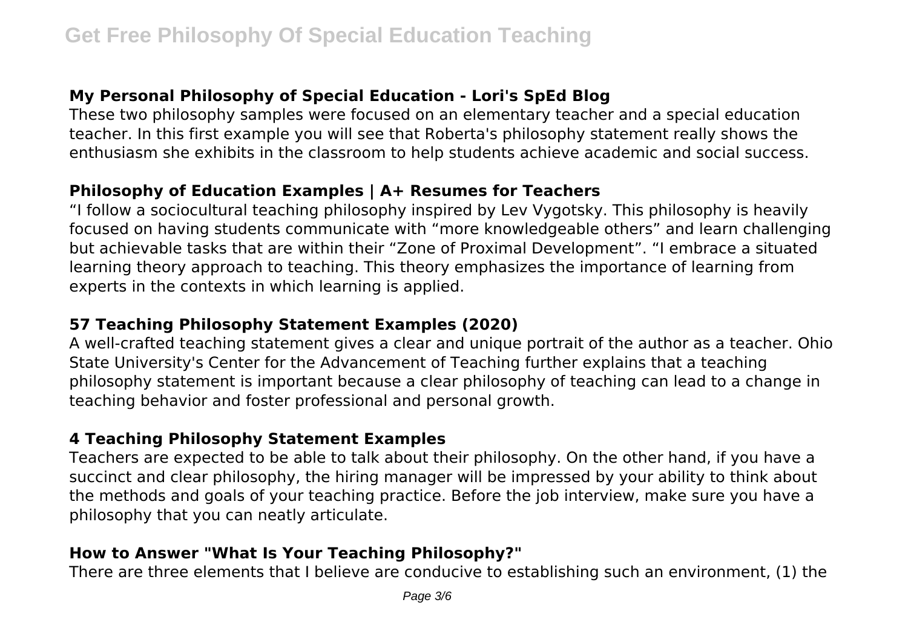### My Personal Philosophy of Special Education - Lori's SpEd Blog

These two philosophy samples were focused on an elementary teacher and a special education teacher. In this first example you will see that Roberta's philosophy statement really shows the enthusiasm she exhibits in the classroom to help students achieve academic and social success.

### Philosophy of Education Examples | A+ Resumes for Teachers

"I follow a sociocultural teaching philosophy inspired by Lev Vygotsky. This philosophy is heavily focused on having students communicate with "more knowledgeable others" and learn challenging but achievable tasks that are within their "Zone of Proximal Development". "I embrace a situated learning theory approach to teaching. This theory emphasizes the importance of learning from experts in the contexts in which learning is applied.

### 57 Teaching Philosophy Statement Examples (2020)

A well-crafted teaching statement gives a clear and unique portrait of the author as a teacher. Ohio State University's Center for the Advancement of Teaching further explains that a teaching philosophy statement is important because a clear philosophy of teaching can lead to a change in teaching behavior and foster professional and personal growth.

### 4 Teaching Philosophy Statement Examples

Teachers are expected to be able to talk about their philosophy. On the other hand, if you have a succinct and clear philosophy, the hiring manager will be impressed by your ability to think about the methods and goals of your teaching practice. Before the job interview, make sure you have a philosophy that you can neatly articulate.

### How to Answer "What Is Your Teaching Philosophy?"

There are three elements that I believe are conducive to establishing such an environment, (1) the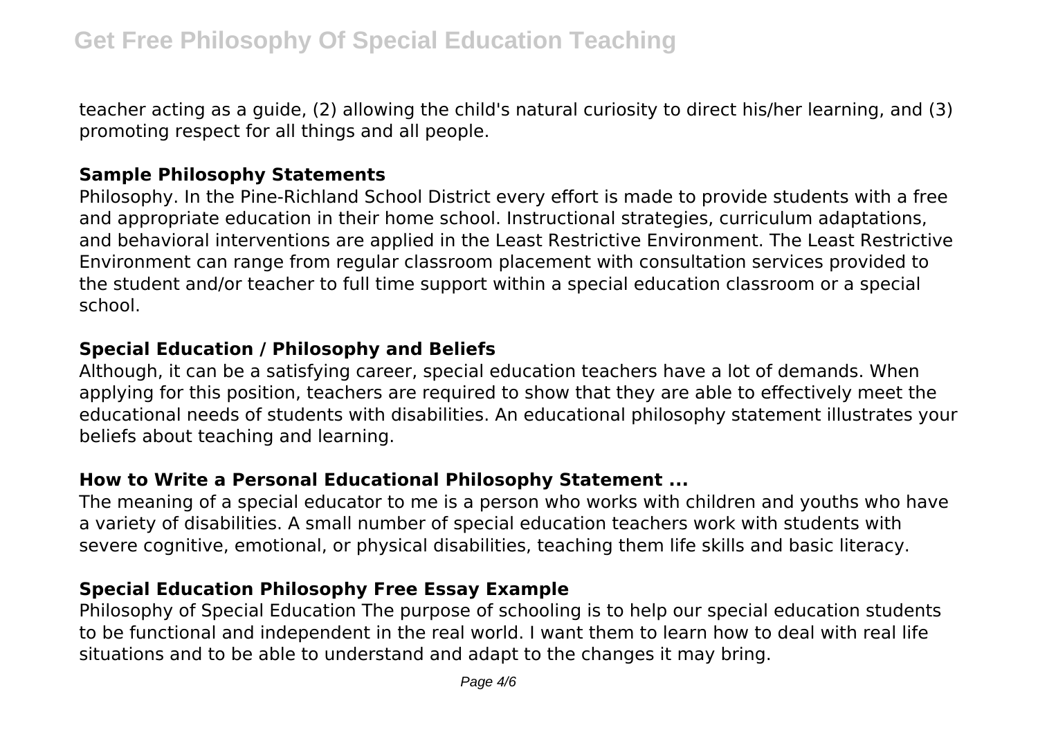teacher acting as a guide, (2) allowing the child's natural curiosity to direct his/her learning, and (3) promoting respect for all things and all people.

### Sample Philosophy Statements

Philosophy. In the Pine-Richland School District every effort is made to provide students with a free and appropriate education in their home school. Instructional strategies, curriculum adaptations, and behavioral interventions are applied in the Least Restrictive Environment. The Least Restrictive Environment can range from regular classroom placement with consultation services provided to the student and/or teacher to full time support within a special education classroom or a special school.

### Special Education / Philosophy and Beliefs

Although, it can be a satisfying career, special education teachers have a lot of demands. When applying for this position, teachers are required to show that they are able to effectively meet the educational needs of students with disabilities. An educational philosophy statement illustrates your beliefs about teaching and learning.

### How to Write a Personal Educational Philosophy Statement ...

The meaning of a special educator to me is a person who works with children and youths who have a variety of disabilities. A small number of special education teachers work with students with severe cognitive, emotional, or physical disabilities, teaching them life skills and basic literacy.

### Special Education Philosophy Free Essay Example

Philosophy of Special Education The purpose of schooling is to help our special education students to be functional and independent in the real world. I want them to learn how to deal with real life situations and to be able to understand and adapt to the changes it may bring.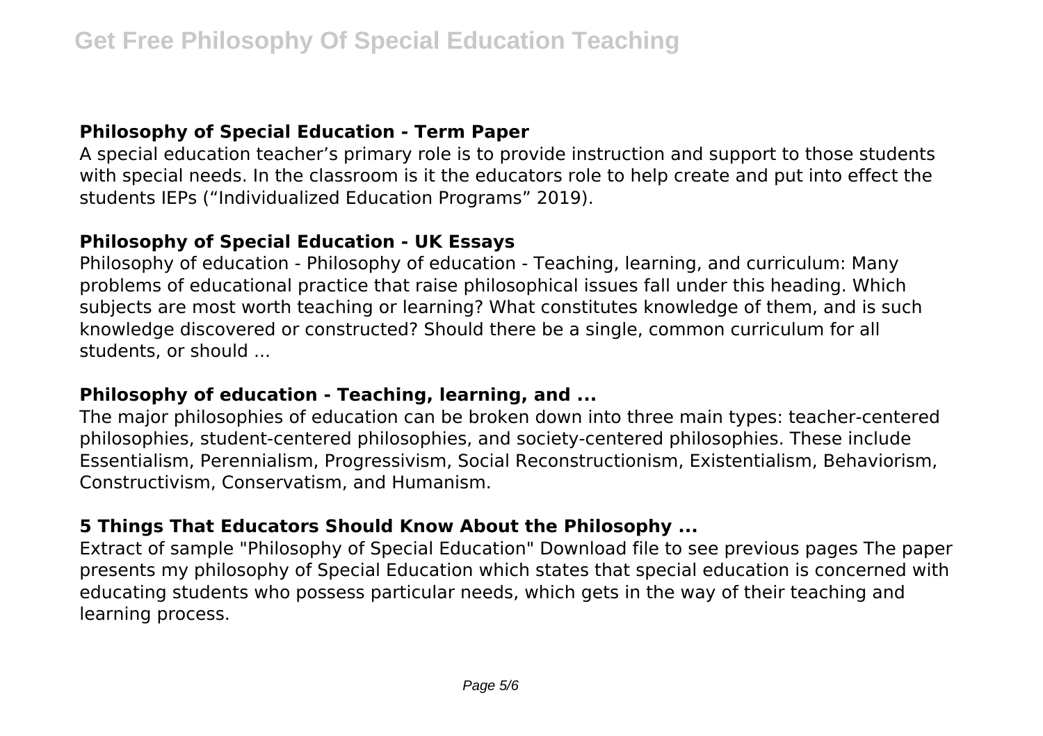### Philosophy of Special Education - Term Paper

A special education teacher's primary role is to provide instruction and support to those students with special needs. In the classroom is it the educators role to help create and put into effect the students IEPs ("Individualized Education Programs" 2019).

### Philosophy of Special Education - UK Essays

Philosophy of education - Philosophy of education - Teaching, learning, and curriculum: Many problems of educational practice that raise philosophical issues fall under this heading. Which subjects are most worth teaching or learning? What constitutes knowledge of them, and is such knowledge discovered or constructed? Should there be a single, common curriculum for all students, or should ...

### Philosophy of education - Teaching, learning, and ...

The major philosophies of education can be broken down into three main types: teacher-centered philosophies, student-centered philosophies, and society-centered philosophies. These include Essentialism, Perennialism, Progressivism, Social Reconstructionism, Existentialism, Behaviorism, Constructivism, Conservatism, and Humanism.

### 5 Things That Educators Should Know About the Philosophy ...

Extract of sample "Philosophy of Special Education" Download file to see previous pages The paper presents my philosophy of Special Education which states that special education is concerned with educating students who possess particular needs, which gets in the way of their teaching and learning process.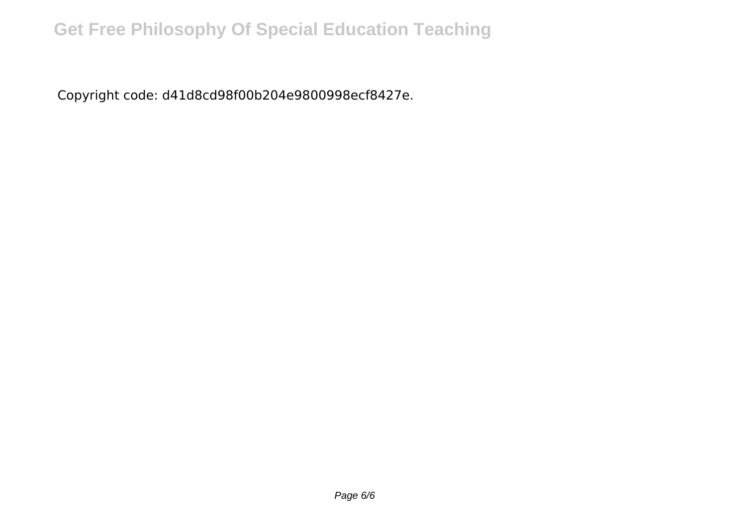Copyright code: d41d8cd98f00b204e9800998ecf8427e.